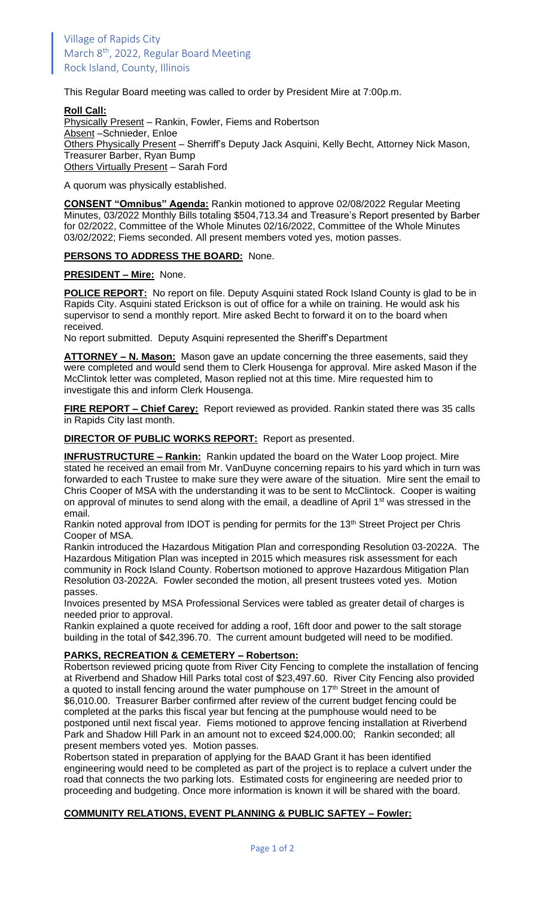Village of Rapids City
March 8th, 2022, Regular Board Meeting
Rock Island, County, Illinois

This Regular Board meeting was called to order by President Mire at 7:00p.m.

**Roll Call:**
Physically Present – Rankin, Fowler, Fiems and Robertson
Absent –Schnieder, Enloe
Others Physically Present – Sherriff's Deputy Jack Asquini, Kelly Becht, Attorney Nick Mason, Treasurer Barber, Ryan Bump
Others Virtually Present – Sarah Ford

A quorum was physically established.

**CONSENT "Omnibus" Agenda:** Rankin motioned to approve 02/08/2022 Regular Meeting Minutes, 03/2022 Monthly Bills totaling $504,713.34 and Treasure's Report presented by Barber for 02/2022, Committee of the Whole Minutes 02/16/2022, Committee of the Whole Minutes 03/02/2022; Fiems seconded. All present members voted yes, motion passes.

**PERSONS TO ADDRESS THE BOARD:** None.

**PRESIDENT – Mire:** None.

**POLICE REPORT:** No report on file. Deputy Asquini stated Rock Island County is glad to be in Rapids City. Asquini stated Erickson is out of office for a while on training. He would ask his supervisor to send a monthly report. Mire asked Becht to forward it on to the board when received.
No report submitted. Deputy Asquini represented the Sheriff's Department

**ATTORNEY – N. Mason:** Mason gave an update concerning the three easements, said they were completed and would send them to Clerk Housenga for approval. Mire asked Mason if the McClintok letter was completed, Mason replied not at this time. Mire requested him to investigate this and inform Clerk Housenga.

**FIRE REPORT – Chief Carey:** Report reviewed as provided. Rankin stated there was 35 calls in Rapids City last month.

**DIRECTOR OF PUBLIC WORKS REPORT:** Report as presented.

**INFRUSTRUCTURE – Rankin:** Rankin updated the board on the Water Loop project. Mire stated he received an email from Mr. VanDuyne concerning repairs to his yard which in turn was forwarded to each Trustee to make sure they were aware of the situation. Mire sent the email to Chris Cooper of MSA with the understanding it was to be sent to McClintock. Cooper is waiting on approval of minutes to send along with the email, a deadline of April 1st was stressed in the email.
Rankin noted approval from IDOT is pending for permits for the 13th Street Project per Chris Cooper of MSA.
Rankin introduced the Hazardous Mitigation Plan and corresponding Resolution 03-2022A. The Hazardous Mitigation Plan was incepted in 2015 which measures risk assessment for each community in Rock Island County. Robertson motioned to approve Hazardous Mitigation Plan Resolution 03-2022A. Fowler seconded the motion, all present trustees voted yes. Motion passes.
Invoices presented by MSA Professional Services were tabled as greater detail of charges is needed prior to approval.
Rankin explained a quote received for adding a roof, 16ft door and power to the salt storage building in the total of $42,396.70. The current amount budgeted will need to be modified.

**PARKS, RECREATION & CEMETERY – Robertson:**
Robertson reviewed pricing quote from River City Fencing to complete the installation of fencing at Riverbend and Shadow Hill Parks total cost of $23,497.60. River City Fencing also provided a quoted to install fencing around the water pumphouse on 17th Street in the amount of $6,010.00. Treasurer Barber confirmed after review of the current budget fencing could be completed at the parks this fiscal year but fencing at the pumphouse would need to be postponed until next fiscal year. Fiems motioned to approve fencing installation at Riverbend Park and Shadow Hill Park in an amount not to exceed $24,000.00; Rankin seconded; all present members voted yes. Motion passes.
Robertson stated in preparation of applying for the BAAD Grant it has been identified engineering would need to be completed as part of the project is to replace a culvert under the road that connects the two parking lots. Estimated costs for engineering are needed prior to proceeding and budgeting. Once more information is known it will be shared with the board.

**COMMUNITY RELATIONS, EVENT PLANNING & PUBLIC SAFTEY – Fowler:**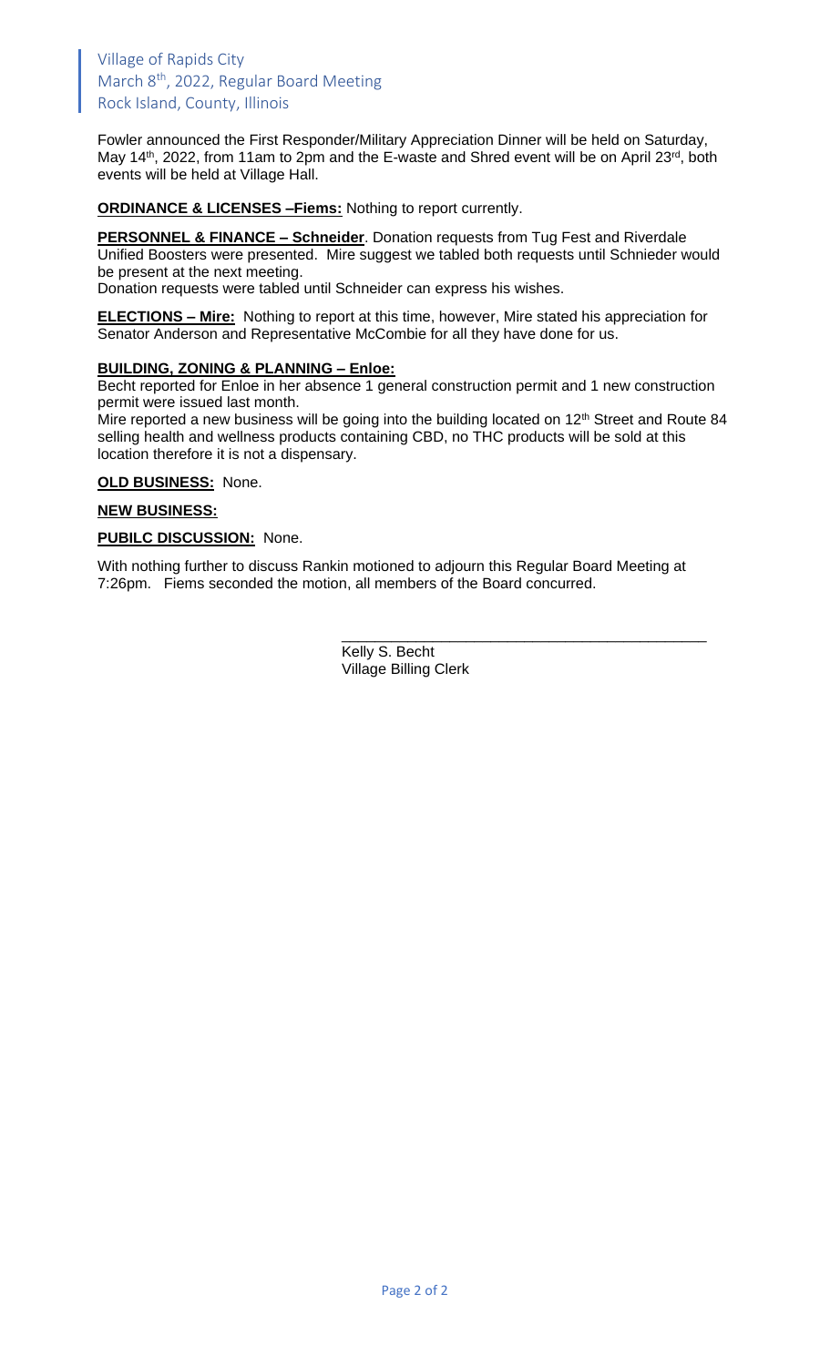Fowler announced the First Responder/Military Appreciation Dinner will be held on Saturday, May 14th, 2022, from 11am to 2pm and the E-waste and Shred event will be on April 23rd, both events will be held at Village Hall.

**ORDINANCE & LICENSES –Fiems:** Nothing to report currently.

**PERSONNEL & FINANCE – Schneider**. Donation requests from Tug Fest and Riverdale Unified Boosters were presented. Mire suggest we tabled both requests until Schnieder would be present at the next meeting.

Donation requests were tabled until Schneider can express his wishes.

**ELECTIONS – Mire:** Nothing to report at this time, however, Mire stated his appreciation for Senator Anderson and Representative McCombie for all they have done for us.

**BUILDING, ZONING & PLANNING – Enloe:**

Becht reported for Enloe in her absence 1 general construction permit and 1 new construction permit were issued last month.

Mire reported a new business will be going into the building located on 12th Street and Route 84 selling health and wellness products containing CBD, no THC products will be sold at this location therefore it is not a dispensary.

**OLD BUSINESS:** None.

**NEW BUSINESS:**

**PUBILC DISCUSSION:** None.

With nothing further to discuss Rankin motioned to adjourn this Regular Board Meeting at 7:26pm. Fiems seconded the motion, all members of the Board concurred.

\_\_\_\_\_\_\_\_\_\_\_\_\_\_\_\_\_\_\_\_\_\_\_\_\_\_\_\_\_\_\_\_\_\_\_\_\_\_\_\_\_\_\_\_

Kelly S. Becht
Village Billing Clerk